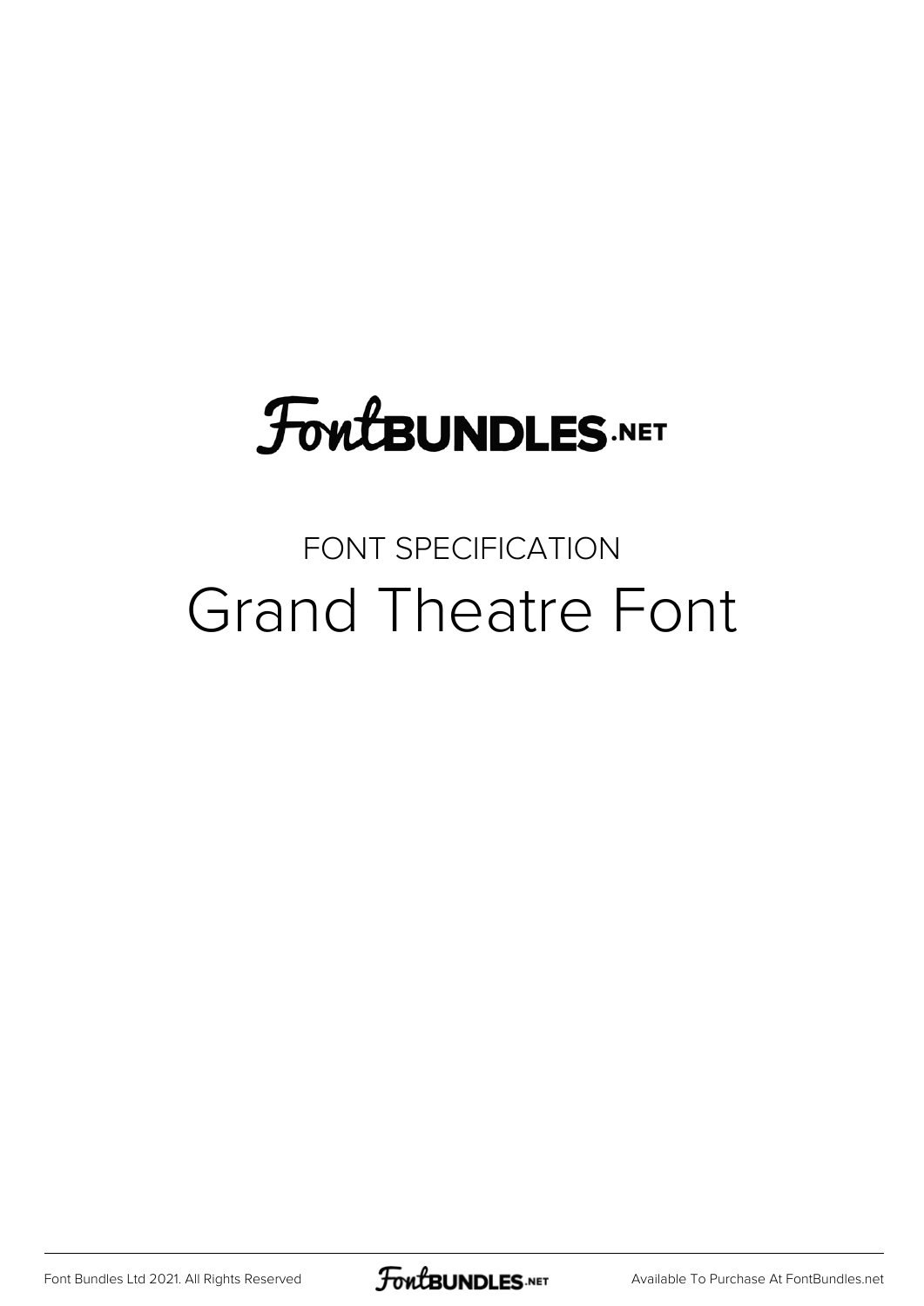FontBUNDLES.NET

FONT SPECIFICATION

# Grand Theatre Font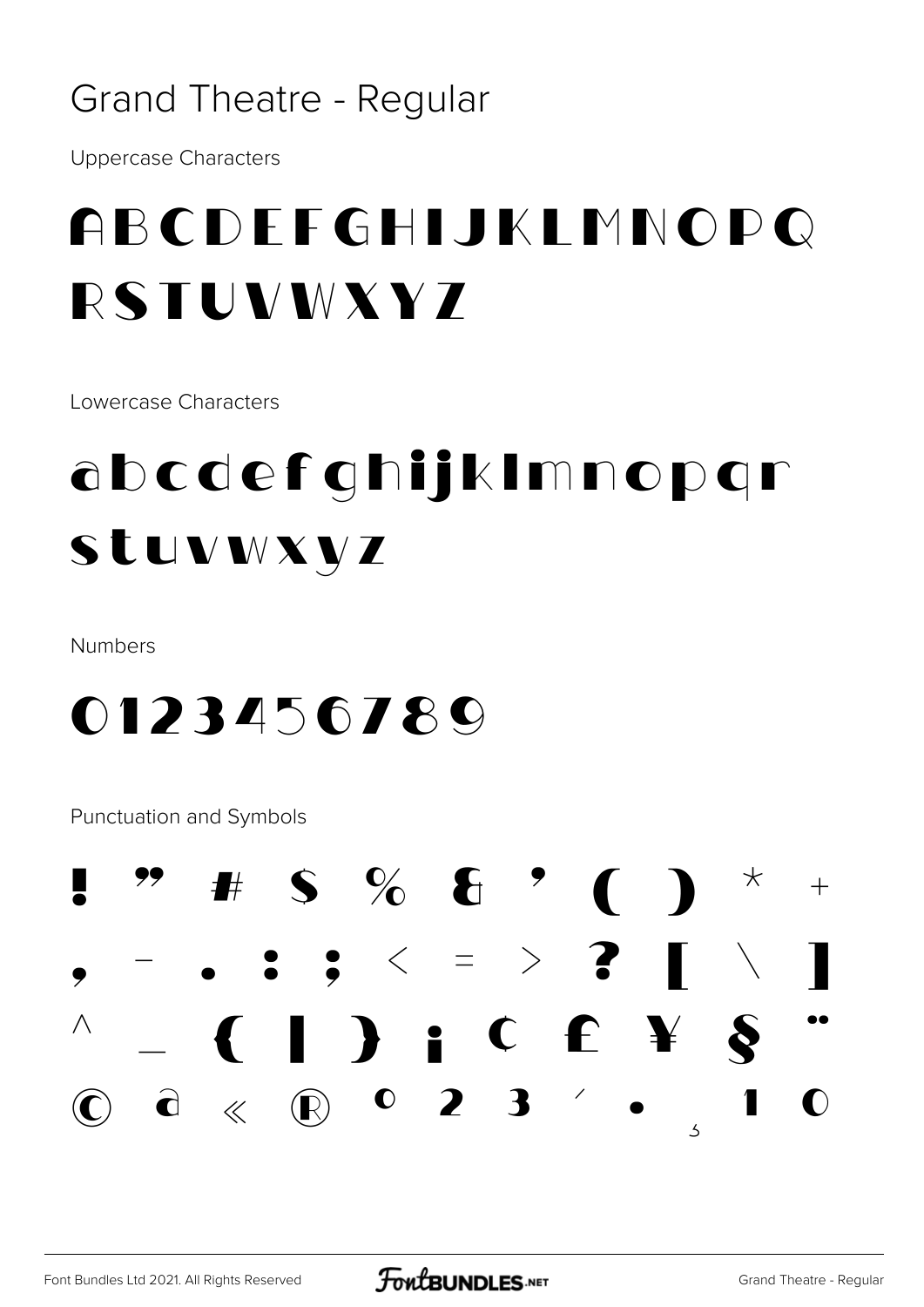# Grand Theatre - Regular

Uppercase Characters

ABCDEFGHIJKLMNOPQ
RSTUVWXYZ

Lowercase Characters

abcdefghijklmnopqr
stuvwxyz

Numbers

0123456789

Punctuation and Symbols

! " # $ % & ' ( ) * +
, - . : ; < = > ? [ \ ]
^ _ { | } ¡ ¢ £ ¥ § ¨
© ª « ® ° ² ³ ´ · ¸ ¹ º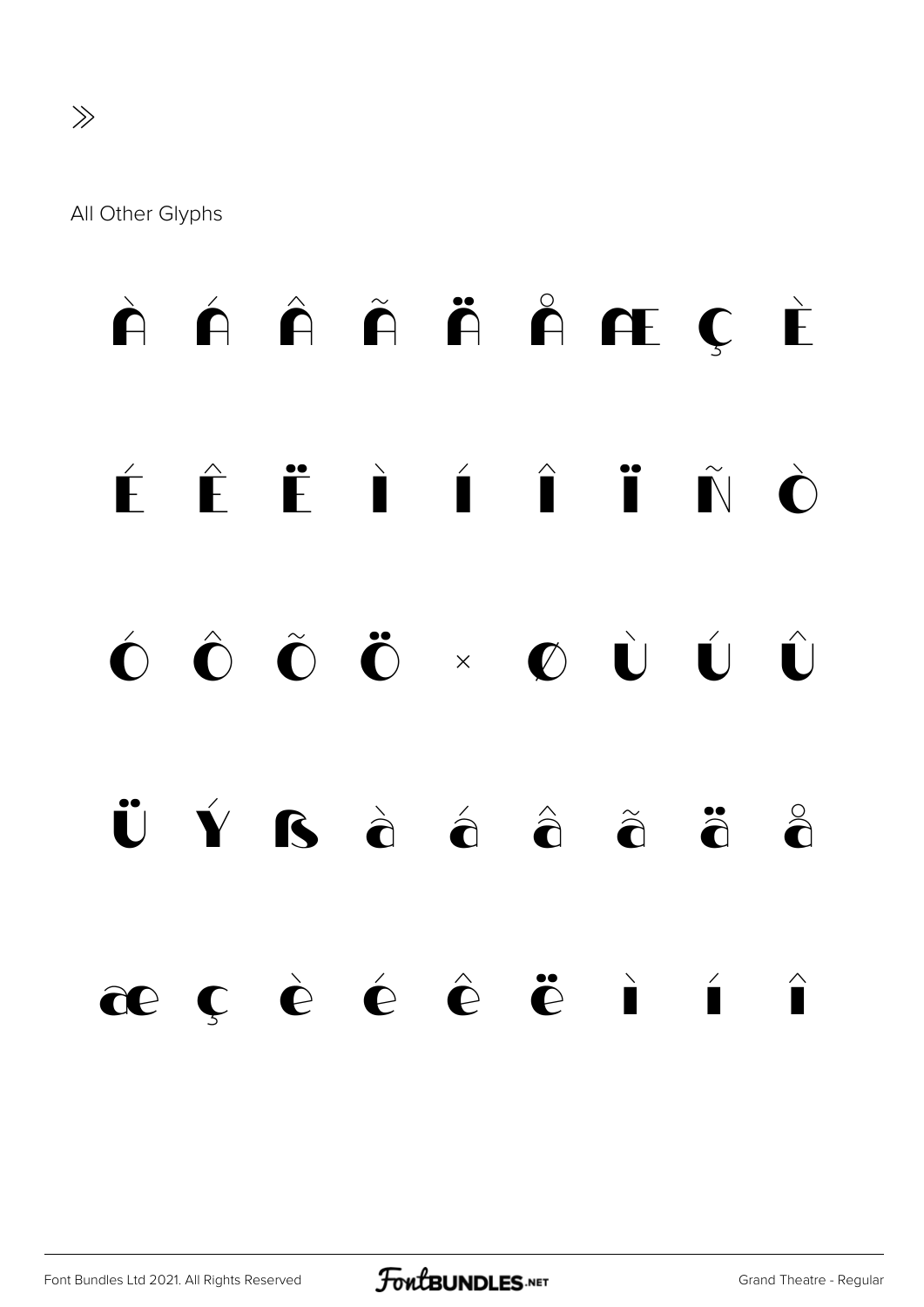»

All Other Glyphs

À Á Â Ã Ä Å Æ Ç È

É Ê Ë Ì Í Î Ï Ñ Ò

Ó Ô Õ Ö × Ø Ù Ú Û

Ü Ý ß à á â ã ä å

æ ç è é ê ë ì í î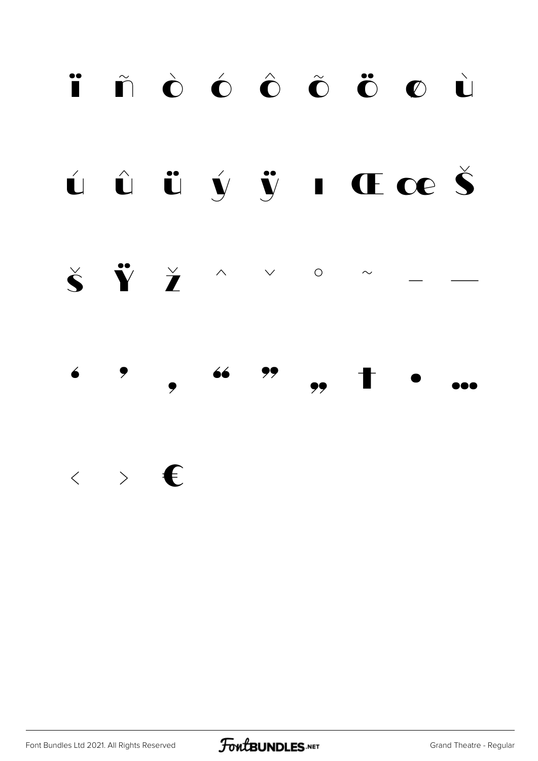ï ñ ò ó ô õ ö ø ù

ú û ü ý ÿ ı Œ œ Š

š Ÿ ž ˆ ˇ ˚ ˜ – —

‘ ’ ‚ “ ” „ † • …

‹ › €